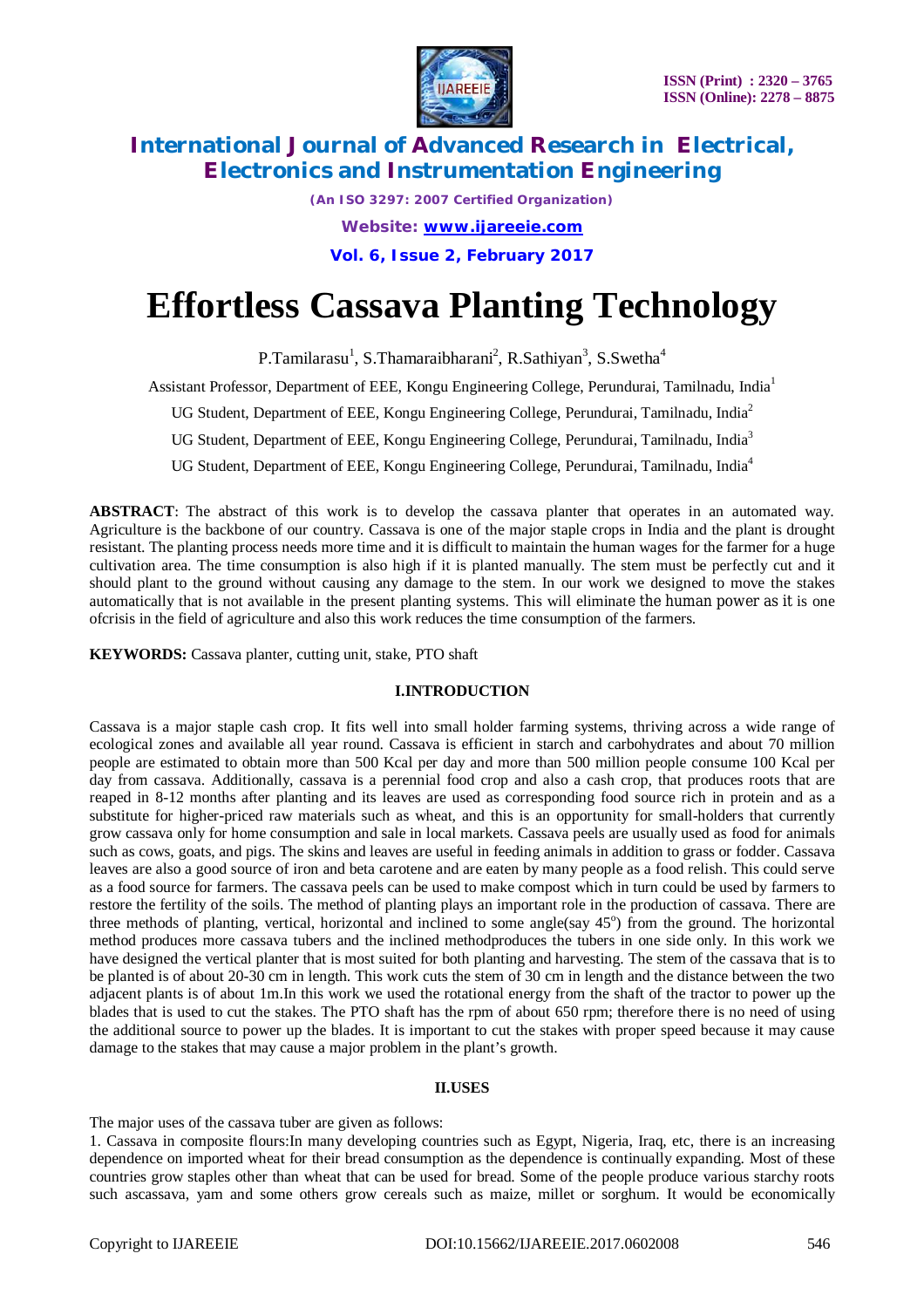# Effortless Cassava Planting Technology

P.Tamilarasu[1], S.Thamaraibharani[2], R.Sathiyan[3], S.Swetha[4]

Assistant Professor, Department of EEE, Kongu Engineering College, Perundurai, Tamilnadu, India[1]

UG Student, Department of EEE, Kongu Engineering College, Perundurai, Tamilnadu, India[2]

UG Student, Department of EEE, Kongu Engineering College, Perundurai, Tamilnadu, India[3]

UG Student, Department of EEE, Kongu Engineering College, Perundurai, Tamilnadu, India[4]

**ABSTRACT**: The abstract of this work is to develop the cassava planter that operates in an automated way. Agriculture is the backbone of our country. Cassava is one of the major staple crops in India and the plant is drought resistant. The planting process needs more time and it is difficult to maintain the human wages for the farmer for a huge cultivation area. The time consumption is also high if it is planted manually. The stem must be perfectly cut and it should plant to the ground without causing any damage to the stem. In our work we designed to move the stakes automatically that is not available in the present planting systems. This will eliminate the human power as it is one ofcrisis in the field of agriculture and also this work reduces the time consumption of the farmers.

**KEYWORDS:** Cassava planter, cutting unit, stake, PTO shaft

## I.INTRODUCTION

Cassava is a major staple cash crop. It fits well into small holder farming systems, thriving across a wide range of ecological zones and available all year round. Cassava is efficient in starch and carbohydrates and about 70 million people are estimated to obtain more than 500 Kcal per day and more than 500 million people consume 100 Kcal per day from cassava. Additionally, cassava is a perennial food crop and also a cash crop, that produces roots that are reaped in 8-12 months after planting and its leaves are used as corresponding food source rich in protein and as a substitute for higher-priced raw materials such as wheat, and this is an opportunity for small-holders that currently grow cassava only for home consumption and sale in local markets. Cassava peels are usually used as food for animals such as cows, goats, and pigs. The skins and leaves are useful in feeding animals in addition to grass or fodder. Cassava leaves are also a good source of iron and beta carotene and are eaten by many people as a food relish. This could serve as a food source for farmers. The cassava peels can be used to make compost which in turn could be used by farmers to restore the fertility of the soils. The method of planting plays an important role in the production of cassava. There are three methods of planting, vertical, horizontal and inclined to some angle(say 45$^{o}$) from the ground. The horizontal method produces more cassava tubers and the inclined methodproduces the tubers in one side only. In this work we have designed the vertical planter that is most suited for both planting and harvesting. The stem of the cassava that is to be planted is of about 20-30 cm in length. This work cuts the stem of 30 cm in length and the distance between the two adjacent plants is of about 1m.In this work we used the rotational energy from the shaft of the tractor to power up the blades that is used to cut the stakes. The PTO shaft has the rpm of about 650 rpm; therefore there is no need of using the additional source to power up the blades. It is important to cut the stakes with proper speed because it may cause damage to the stakes that may cause a major problem in the plant's growth.

## II.USES

The major uses of the cassava tuber are given as follows:

1. Cassava in composite flours:In many developing countries such as Egypt, Nigeria, Iraq, etc, there is an increasing dependence on imported wheat for their bread consumption as the dependence is continually expanding. Most of these countries grow staples other than wheat that can be used for bread. Some of the people produce various starchy roots such ascassava, yam and some others grow cereals such as maize, millet or sorghum. It would be economically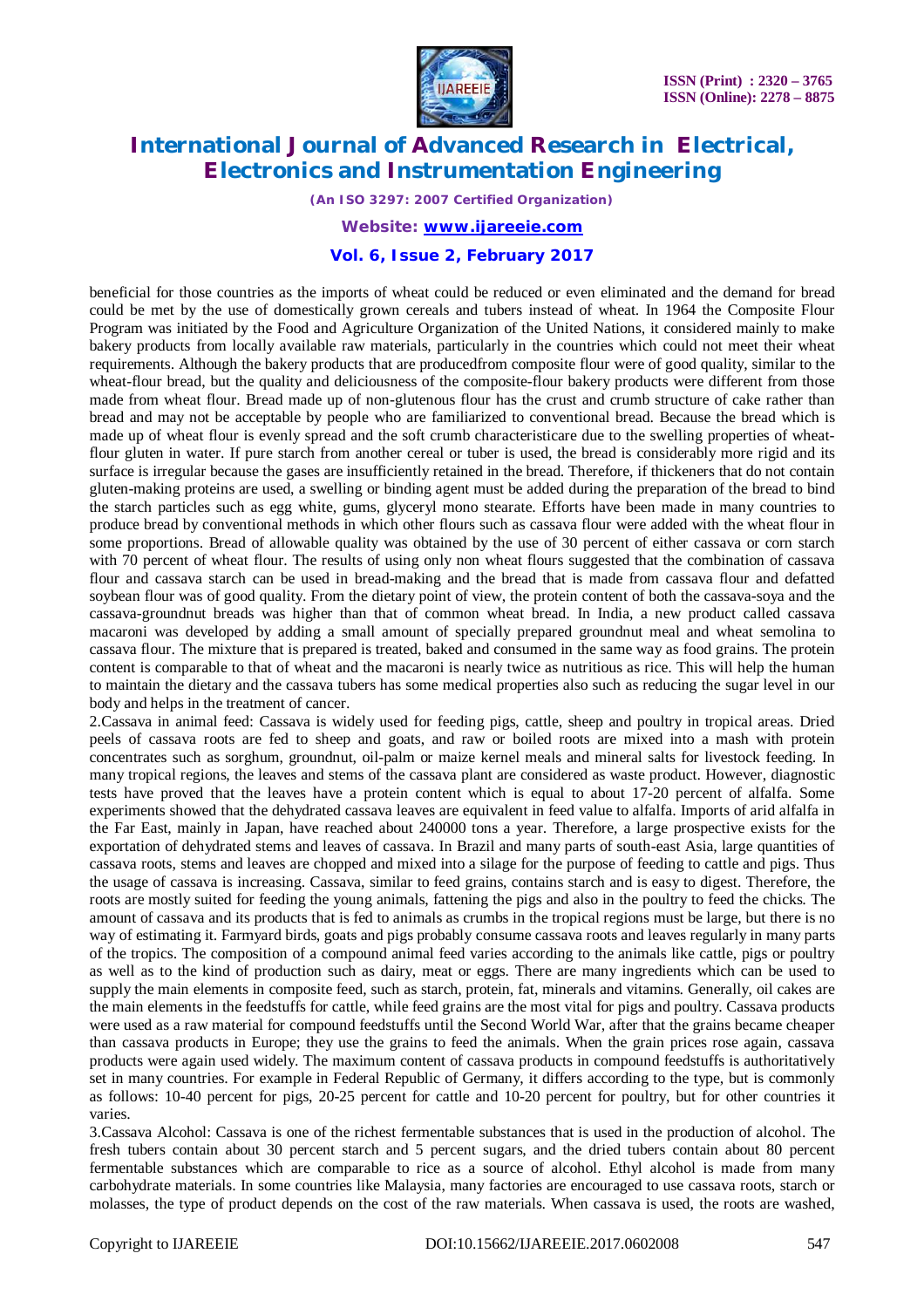beneficial for those countries as the imports of wheat could be reduced or even eliminated and the demand for bread could be met by the use of domestically grown cereals and tubers instead of wheat. In 1964 the Composite Flour Program was initiated by the Food and Agriculture Organization of the United Nations, it considered mainly to make bakery products from locally available raw materials, particularly in the countries which could not meet their wheat requirements. Although the bakery products that are producedfrom composite flour were of good quality, similar to the wheat-flour bread, but the quality and deliciousness of the composite-flour bakery products were different from those made from wheat flour. Bread made up of non-glutenous flour has the crust and crumb structure of cake rather than bread and may not be acceptable by people who are familiarized to conventional bread. Because the bread which is made up of wheat flour is evenly spread and the soft crumb characteristicare due to the swelling properties of wheat-flour gluten in water. If pure starch from another cereal or tuber is used, the bread is considerably more rigid and its surface is irregular because the gases are insufficiently retained in the bread. Therefore, if thickeners that do not contain gluten-making proteins are used, a swelling or binding agent must be added during the preparation of the bread to bind the starch particles such as egg white, gums, glyceryl mono stearate. Efforts have been made in many countries to produce bread by conventional methods in which other flours such as cassava flour were added with the wheat flour in some proportions. Bread of allowable quality was obtained by the use of 30 percent of either cassava or corn starch with 70 percent of wheat flour. The results of using only non wheat flours suggested that the combination of cassava flour and cassava starch can be used in bread-making and the bread that is made from cassava flour and defatted soybean flour was of good quality. From the dietary point of view, the protein content of both the cassava-soya and the cassava-groundnut breads was higher than that of common wheat bread. In India, a new product called cassava macaroni was developed by adding a small amount of specially prepared groundnut meal and wheat semolina to cassava flour. The mixture that is prepared is treated, baked and consumed in the same way as food grains. The protein content is comparable to that of wheat and the macaroni is nearly twice as nutritious as rice. This will help the human to maintain the dietary and the cassava tubers has some medical properties also such as reducing the sugar level in our body and helps in the treatment of cancer.

2.Cassava in animal feed: Cassava is widely used for feeding pigs, cattle, sheep and poultry in tropical areas. Dried peels of cassava roots are fed to sheep and goats, and raw or boiled roots are mixed into a mash with protein concentrates such as sorghum, groundnut, oil-palm or maize kernel meals and mineral salts for livestock feeding. In many tropical regions, the leaves and stems of the cassava plant are considered as waste product. However, diagnostic tests have proved that the leaves have a protein content which is equal to about 17-20 percent of alfalfa. Some experiments showed that the dehydrated cassava leaves are equivalent in feed value to alfalfa. Imports of arid alfalfa in the Far East, mainly in Japan, have reached about 240000 tons a year. Therefore, a large prospective exists for the exportation of dehydrated stems and leaves of cassava. In Brazil and many parts of south-east Asia, large quantities of cassava roots, stems and leaves are chopped and mixed into a silage for the purpose of feeding to cattle and pigs. Thus the usage of cassava is increasing. Cassava, similar to feed grains, contains starch and is easy to digest. Therefore, the roots are mostly suited for feeding the young animals, fattening the pigs and also in the poultry to feed the chicks. The amount of cassava and its products that is fed to animals as crumbs in the tropical regions must be large, but there is no way of estimating it. Farmyard birds, goats and pigs probably consume cassava roots and leaves regularly in many parts of the tropics. The composition of a compound animal feed varies according to the animals like cattle, pigs or poultry as well as to the kind of production such as dairy, meat or eggs. There are many ingredients which can be used to supply the main elements in composite feed, such as starch, protein, fat, minerals and vitamins. Generally, oil cakes are the main elements in the feedstuffs for cattle, while feed grains are the most vital for pigs and poultry. Cassava products were used as a raw material for compound feedstuffs until the Second World War, after that the grains became cheaper than cassava products in Europe; they use the grains to feed the animals. When the grain prices rose again, cassava products were again used widely. The maximum content of cassava products in compound feedstuffs is authoritatively set in many countries. For example in Federal Republic of Germany, it differs according to the type, but is commonly as follows: 10-40 percent for pigs, 20-25 percent for cattle and 10-20 percent for poultry, but for other countries it varies.

3.Cassava Alcohol: Cassava is one of the richest fermentable substances that is used in the production of alcohol. The fresh tubers contain about 30 percent starch and 5 percent sugars, and the dried tubers contain about 80 percent fermentable substances which are comparable to rice as a source of alcohol. Ethyl alcohol is made from many carbohydrate materials. In some countries like Malaysia, many factories are encouraged to use cassava roots, starch or molasses, the type of product depends on the cost of the raw materials. When cassava is used, the roots are washed,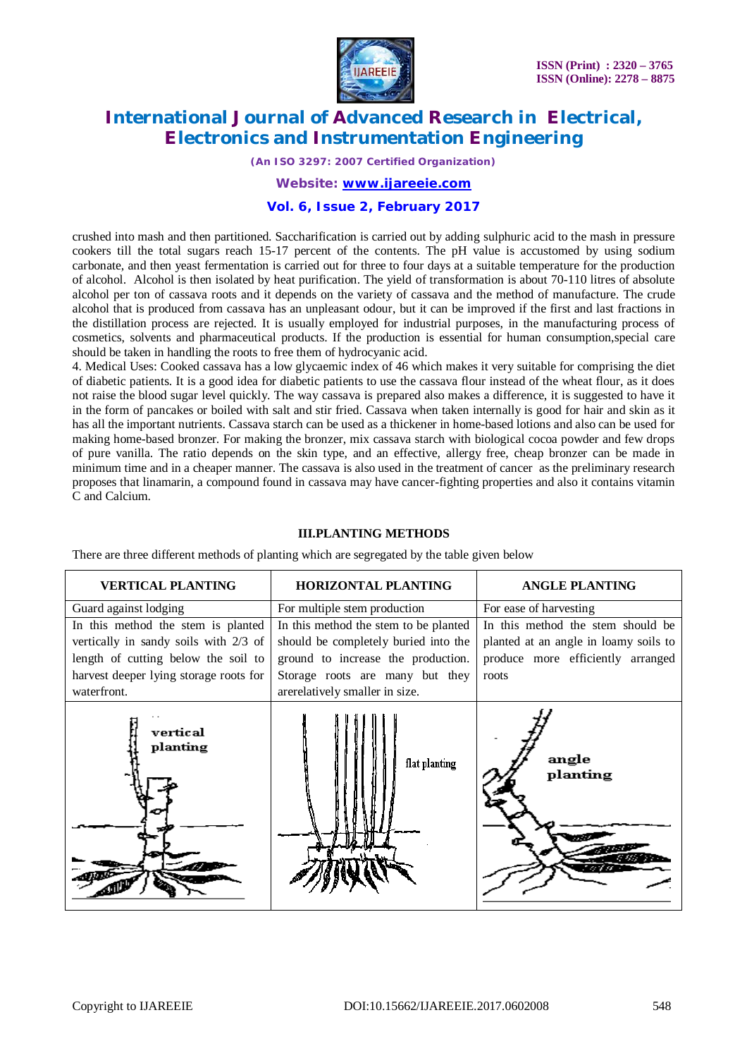crushed into mash and then partitioned. Saccharification is carried out by adding sulphuric acid to the mash in pressure cookers till the total sugars reach 15-17 percent of the contents. The pH value is accustomed by using sodium carbonate, and then yeast fermentation is carried out for three to four days at a suitable temperature for the production of alcohol. Alcohol is then isolated by heat purification. The yield of transformation is about 70-110 litres of absolute alcohol per ton of cassava roots and it depends on the variety of cassava and the method of manufacture. The crude alcohol that is produced from cassava has an unpleasant odour, but it can be improved if the first and last fractions in the distillation process are rejected. It is usually employed for industrial purposes, in the manufacturing process of cosmetics, solvents and pharmaceutical products. If the production is essential for human consumption,special care should be taken in handling the roots to free them of hydrocyanic acid.

4. Medical Uses: Cooked cassava has a low glycaemic index of 46 which makes it very suitable for comprising the diet of diabetic patients. It is a good idea for diabetic patients to use the cassava flour instead of the wheat flour, as it does not raise the blood sugar level quickly. The way cassava is prepared also makes a difference, it is suggested to have it in the form of pancakes or boiled with salt and stir fried. Cassava when taken internally is good for hair and skin as it has all the important nutrients. Cassava starch can be used as a thickener in home-based lotions and also can be used for making home-based bronzer. For making the bronzer, mix cassava starch with biological cocoa powder and few drops of pure vanilla. The ratio depends on the skin type, and an effective, allergy free, cheap bronzer can be made in minimum time and in a cheaper manner. The cassava is also used in the treatment of cancer as the preliminary research proposes that linamarin, a compound found in cassava may have cancer-fighting properties and also it contains vitamin C and Calcium.

## III.PLANTING METHODS

There are three different methods of planting which are segregated by the table given below

| VERTICAL PLANTING | HORIZONTAL PLANTING | ANGLE PLANTING |
|---|---|---|
| Guard against lodging | For multiple stem production | For ease of harvesting |
| In this method the stem is planted vertically in sandy soils with 2/3 of length of cutting below the soil to harvest deeper lying storage roots for waterfront. | In this method the stem to be planted should be completely buried into the ground to increase the production. Storage roots are many but they arerelatively smaller in size. | In this method the stem should be planted at an angle in loamy soils to produce more efficiently arranged roots |
| vertical planting | flat planting | angle planting |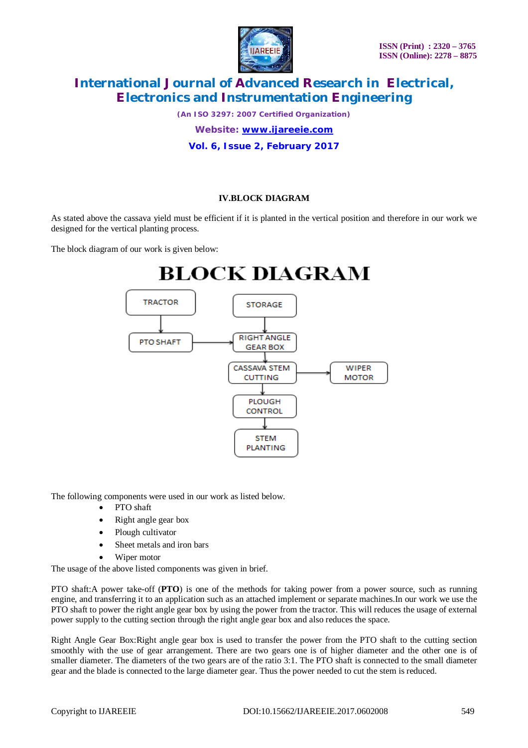## IV.BLOCK DIAGRAM

As stated above the cassava yield must be efficient if it is planted in the vertical position and therefore in our work we designed for the vertical planting process.

The block diagram of our work is given below:

The following components were used in our work as listed below.

- PTO shaft
- Right angle gear box
- Plough cultivator
- Sheet metals and iron bars
- Wiper motor

The usage of the above listed components was given in brief.

PTO shaft:A power take-off (**PTO**) is one of the methods for taking power from a power source, such as running engine, and transferring it to an application such as an attached implement or separate machines.In our work we use the PTO shaft to power the right angle gear box by using the power from the tractor. This will reduces the usage of external power supply to the cutting section through the right angle gear box and also reduces the space.

Right Angle Gear Box:Right angle gear box is used to transfer the power from the PTO shaft to the cutting section smoothly with the use of gear arrangement. There are two gears one is of higher diameter and the other one is of smaller diameter. The diameters of the two gears are of the ratio 3:1. The PTO shaft is connected to the small diameter gear and the blade is connected to the large diameter gear. Thus the power needed to cut the stem is reduced.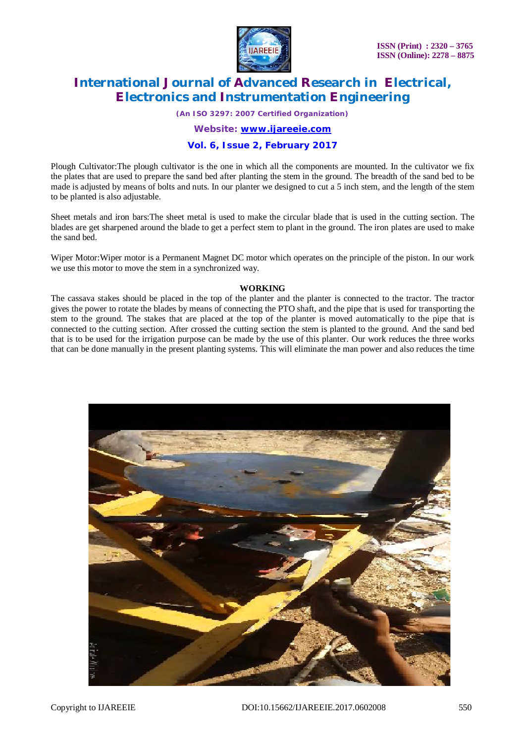Plough Cultivator:The plough cultivator is the one in which all the components are mounted. In the cultivator we fix the plates that are used to prepare the sand bed after planting the stem in the ground. The breadth of the sand bed to be made is adjusted by means of bolts and nuts. In our planter we designed to cut a 5 inch stem, and the length of the stem to be planted is also adjustable.

Sheet metals and iron bars:The sheet metal is used to make the circular blade that is used in the cutting section. The blades are get sharpened around the blade to get a perfect stem to plant in the ground. The iron plates are used to make the sand bed.

Wiper Motor:Wiper motor is a Permanent Magnet DC motor which operates on the principle of the piston. In our work we use this motor to move the stem in a synchronized way.

## WORKING

The cassava stakes should be placed in the top of the planter and the planter is connected to the tractor. The tractor gives the power to rotate the blades by means of connecting the PTO shaft, and the pipe that is used for transporting the stem to the ground. The stakes that are placed at the top of the planter is moved automatically to the pipe that is connected to the cutting section. After crossed the cutting section the stem is planted to the ground. And the sand bed that is to be used for the irrigation purpose can be made by the use of this planter. Our work reduces the three works that can be done manually in the present planting systems. This will eliminate the man power and also reduces the time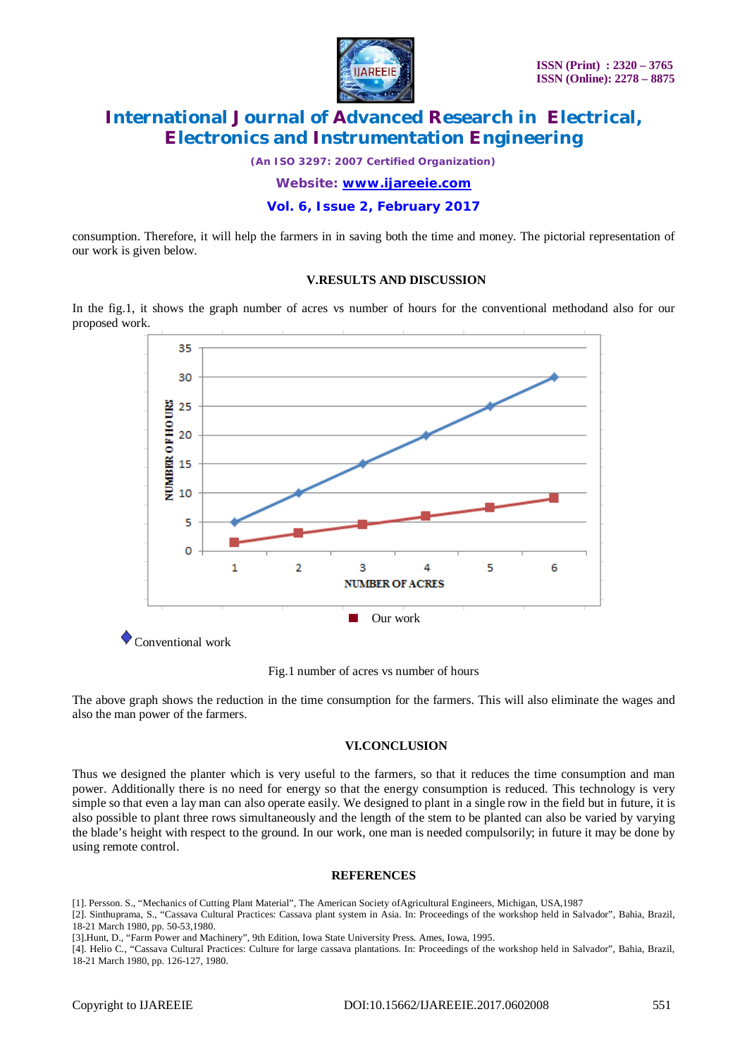consumption. Therefore, it will help the farmers in in saving both the time and money. The pictorial representation of our work is given below.

## V.RESULTS AND DISCUSSION

In the fig.1, it shows the graph number of acres vs number of hours for the conventional methodand also for our proposed work.

Fig.1 number of acres vs number of hours

The above graph shows the reduction in the time consumption for the farmers. This will also eliminate the wages and also the man power of the farmers.

## VI.CONCLUSION

Thus we designed the planter which is very useful to the farmers, so that it reduces the time consumption and man power. Additionally there is no need for energy so that the energy consumption is reduced. This technology is very simple so that even a lay man can also operate easily. We designed to plant in a single row in the field but in future, it is also possible to plant three rows simultaneously and the length of the stem to be planted can also be varied by varying the blade's height with respect to the ground. In our work, one man is needed compulsorily; in future it may be done by using remote control.

## REFERENCES

[1]. Persson. S., "Mechanics of Cutting Plant Material", The American Society ofAgricultural Engineers, Michigan, USA,1987

[2]. Sinthuprama, S., "Cassava Cultural Practices: Cassava plant system in Asia. In: Proceedings of the workshop held in Salvador", Bahia, Brazil, 18-21 March 1980, pp. 50-53,1980.

[3].Hunt, D., "Farm Power and Machinery", 9th Edition, Iowa State University Press. Ames, Iowa, 1995.

[4]. Helio C., "Cassava Cultural Practices: Culture for large cassava plantations. In: Proceedings of the workshop held in Salvador", Bahia, Brazil, 18-21 March 1980, pp. 126-127, 1980.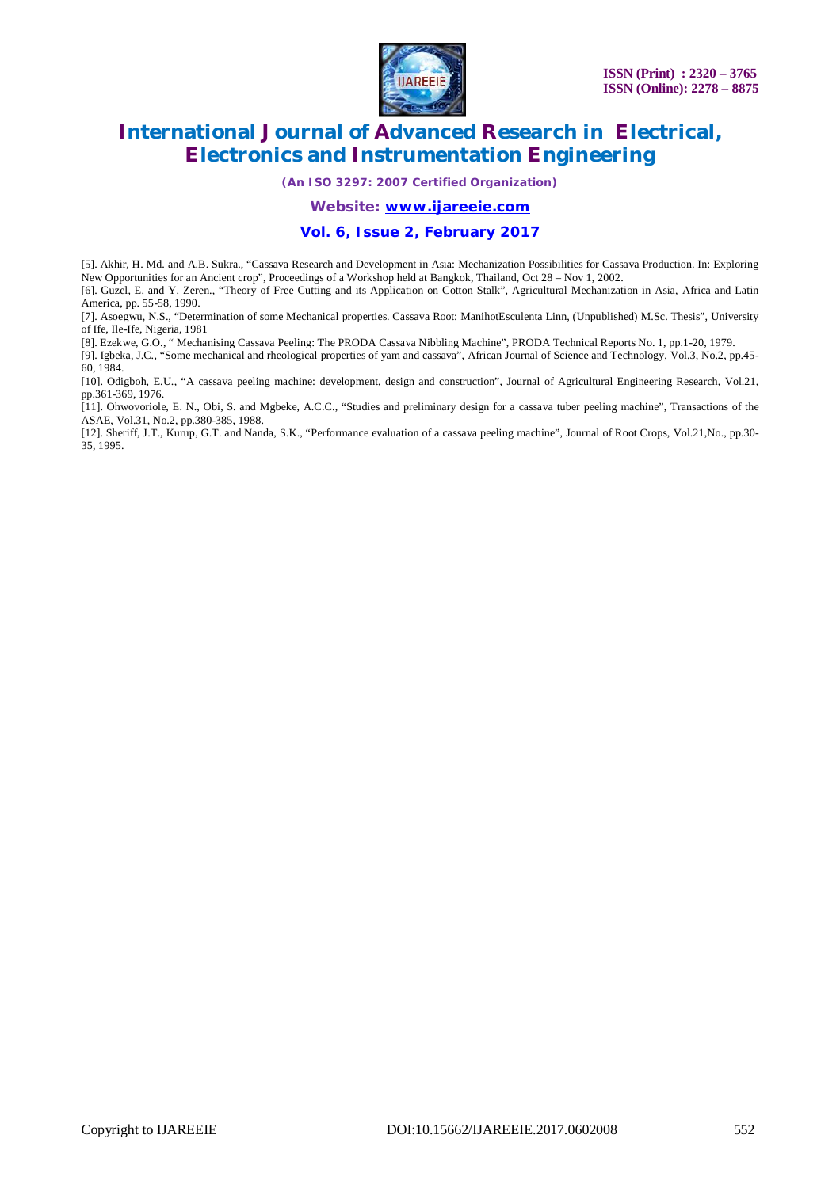[5]. Akhir, H. Md. and A.B. Sukra., "Cassava Research and Development in Asia: Mechanization Possibilities for Cassava Production. In: Exploring New Opportunities for an Ancient crop", Proceedings of a Workshop held at Bangkok, Thailand, Oct 28 – Nov 1, 2002.

[6]. Guzel, E. and Y. Zeren., "Theory of Free Cutting and its Application on Cotton Stalk", Agricultural Mechanization in Asia, Africa and Latin America, pp. 55-58, 1990.

[7]. Asoegwu, N.S., "Determination of some Mechanical properties. Cassava Root: ManihotEsculenta Linn, (Unpublished) M.Sc. Thesis", University of Ife, Ile-Ife, Nigeria, 1981

[8]. Ezekwe, G.O., " Mechanising Cassava Peeling: The PRODA Cassava Nibbling Machine", PRODA Technical Reports No. 1, pp.1-20, 1979.

[9]. Igbeka, J.C., "Some mechanical and rheological properties of yam and cassava", African Journal of Science and Technology, Vol.3, No.2, pp.45-60, 1984.

[10]. Odigboh, E.U., "A cassava peeling machine: development, design and construction", Journal of Agricultural Engineering Research, Vol.21, pp.361-369, 1976.

[11]. Ohwovoriole, E. N., Obi, S. and Mgbeke, A.C.C., "Studies and preliminary design for a cassava tuber peeling machine", Transactions of the ASAE, Vol.31, No.2, pp.380-385, 1988.

[12]. Sheriff, J.T., Kurup, G.T. and Nanda, S.K., "Performance evaluation of a cassava peeling machine", Journal of Root Crops, Vol.21,No., pp.30-35, 1995.